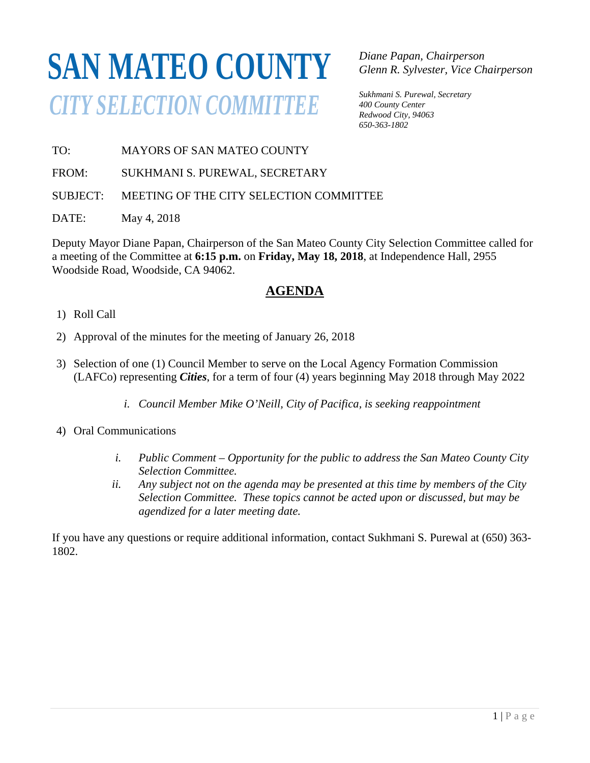# SAN MATEO COUNTY

## *CITY SELECTION COMMITTEE*

*Diane Papan, Chairperson*
*Glenn R. Sylvester, Vice Chairperson*

*Sukhmani S. Purewal, Secretary*
*400 County Center*
*Redwood City, 94063*
*650-363-1802*

TO: MAYORS OF SAN MATEO COUNTY

FROM: SUKHMANI S. PUREWAL, SECRETARY

SUBJECT: MEETING OF THE CITY SELECTION COMMITTEE

DATE: May 4, 2018

Deputy Mayor Diane Papan, Chairperson of the San Mateo County City Selection Committee called for a meeting of the Committee at **6:15 p.m.** on **Friday, May 18, 2018**, at Independence Hall, 2955 Woodside Road, Woodside, CA 94062.

## AGENDA

1) Roll Call

2) Approval of the minutes for the meeting of January 26, 2018

3) Selection of one (1) Council Member to serve on the Local Agency Formation Commission (LAFCo) representing ***Cities***, for a term of four (4) years beginning May 2018 through May 2022

   i. *Council Member Mike O'Neill, City of Pacifica, is seeking reappointment*

4) Oral Communications

   i. *Public Comment – Opportunity for the public to address the San Mateo County City Selection Committee.*

   ii. *Any subject not on the agenda may be presented at this time by members of the City Selection Committee. These topics cannot be acted upon or discussed, but may be agendized for a later meeting date.*

If you have any questions or require additional information, contact Sukhmani S. Purewal at (650) 363-1802.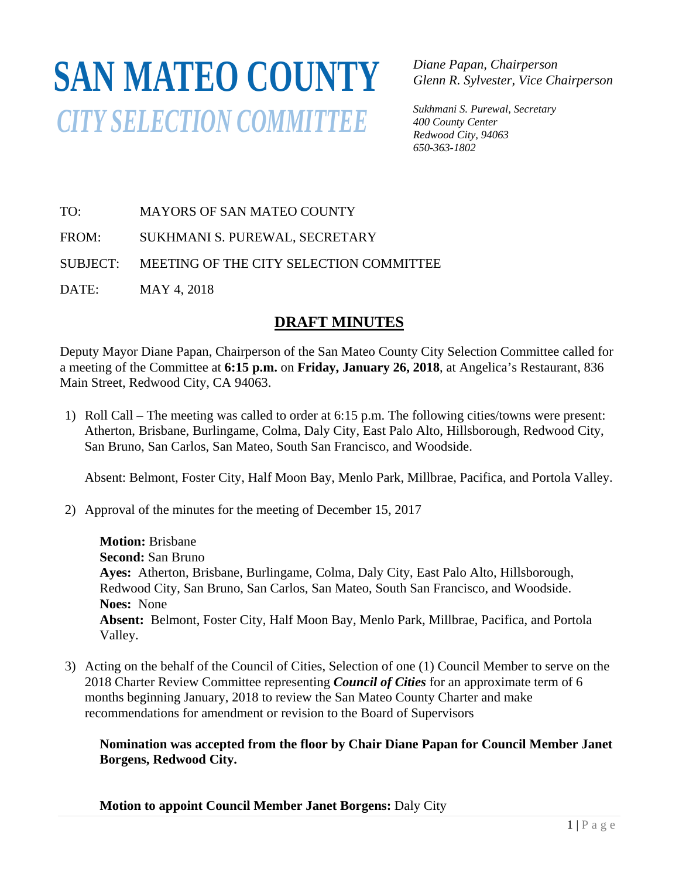# SAN MATEO COUNTY

## *CITY SELECTION COMMITTEE*

*Diane Papan, Chairperson*
*Glenn R. Sylvester, Vice Chairperson*

*Sukhmani S. Purewal, Secretary*
*400 County Center*
*Redwood City, 94063*
*650-363-1802*

TO: MAYORS OF SAN MATEO COUNTY

FROM: SUKHMANI S. PUREWAL, SECRETARY

SUBJECT: MEETING OF THE CITY SELECTION COMMITTEE

DATE: MAY 4, 2018

## DRAFT MINUTES

Deputy Mayor Diane Papan, Chairperson of the San Mateo County City Selection Committee called for a meeting of the Committee at **6:15 p.m.** on **Friday, January 26, 2018**, at Angelica's Restaurant, 836 Main Street, Redwood City, CA 94063.

1) Roll Call – The meeting was called to order at 6:15 p.m. The following cities/towns were present: Atherton, Brisbane, Burlingame, Colma, Daly City, East Palo Alto, Hillsborough, Redwood City, San Bruno, San Carlos, San Mateo, South San Francisco, and Woodside.

   Absent: Belmont, Foster City, Half Moon Bay, Menlo Park, Millbrae, Pacifica, and Portola Valley.

2) Approval of the minutes for the meeting of December 15, 2017

   **Motion:** Brisbane
   **Second:** San Bruno
   **Ayes:** Atherton, Brisbane, Burlingame, Colma, Daly City, East Palo Alto, Hillsborough, Redwood City, San Bruno, San Carlos, San Mateo, South San Francisco, and Woodside.
   **Noes:** None
   **Absent:** Belmont, Foster City, Half Moon Bay, Menlo Park, Millbrae, Pacifica, and Portola Valley.

3) Acting on the behalf of the Council of Cities, Selection of one (1) Council Member to serve on the 2018 Charter Review Committee representing ***Council of Cities*** for an approximate term of 6 months beginning January, 2018 to review the San Mateo County Charter and make recommendations for amendment or revision to the Board of Supervisors

   **Nomination was accepted from the floor by Chair Diane Papan for Council Member Janet Borgens, Redwood City.**

   **Motion to appoint Council Member Janet Borgens:** Daly City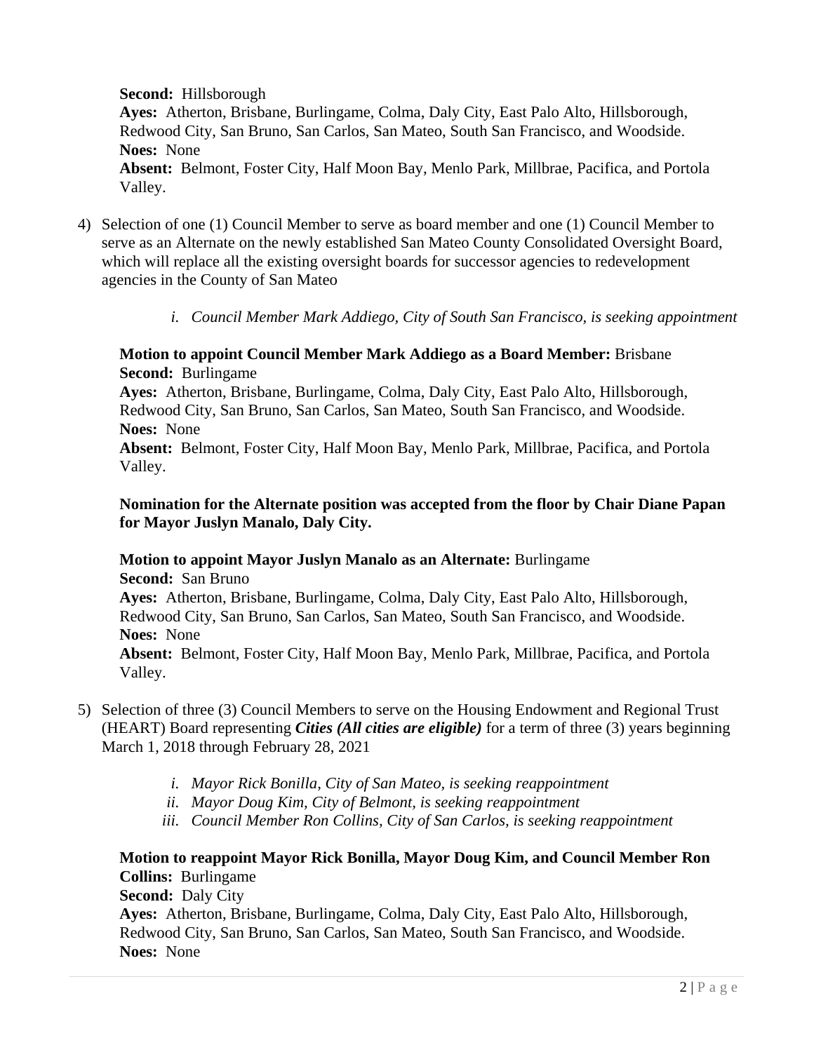**Second:** Hillsborough
**Ayes:** Atherton, Brisbane, Burlingame, Colma, Daly City, East Palo Alto, Hillsborough, Redwood City, San Bruno, San Carlos, San Mateo, South San Francisco, and Woodside.
**Noes:** None
**Absent:** Belmont, Foster City, Half Moon Bay, Menlo Park, Millbrae, Pacifica, and Portola Valley.

4) Selection of one (1) Council Member to serve as board member and one (1) Council Member to serve as an Alternate on the newly established San Mateo County Consolidated Oversight Board, which will replace all the existing oversight boards for successor agencies to redevelopment agencies in the County of San Mateo

    i. *Council Member Mark Addiego, City of South San Francisco, is seeking appointment*

**Motion to appoint Council Member Mark Addiego as a Board Member:** Brisbane
**Second:** Burlingame
**Ayes:** Atherton, Brisbane, Burlingame, Colma, Daly City, East Palo Alto, Hillsborough, Redwood City, San Bruno, San Carlos, San Mateo, South San Francisco, and Woodside.
**Noes:** None
**Absent:** Belmont, Foster City, Half Moon Bay, Menlo Park, Millbrae, Pacifica, and Portola Valley.

**Nomination for the Alternate position was accepted from the floor by Chair Diane Papan for Mayor Juslyn Manalo, Daly City.**

**Motion to appoint Mayor Juslyn Manalo as an Alternate:** Burlingame
**Second:** San Bruno
**Ayes:** Atherton, Brisbane, Burlingame, Colma, Daly City, East Palo Alto, Hillsborough, Redwood City, San Bruno, San Carlos, San Mateo, South San Francisco, and Woodside.
**Noes:** None
**Absent:** Belmont, Foster City, Half Moon Bay, Menlo Park, Millbrae, Pacifica, and Portola Valley.

5) Selection of three (3) Council Members to serve on the Housing Endowment and Regional Trust (HEART) Board representing ***Cities (All cities are eligible)*** for a term of three (3) years beginning March 1, 2018 through February 28, 2021

    i. *Mayor Rick Bonilla, City of San Mateo, is seeking reappointment*
    ii. *Mayor Doug Kim, City of Belmont, is seeking reappointment*
    iii. *Council Member Ron Collins, City of San Carlos, is seeking reappointment*

**Motion to reappoint Mayor Rick Bonilla, Mayor Doug Kim, and Council Member Ron Collins:** Burlingame
**Second:** Daly City
**Ayes:** Atherton, Brisbane, Burlingame, Colma, Daly City, East Palo Alto, Hillsborough, Redwood City, San Bruno, San Carlos, San Mateo, South San Francisco, and Woodside.
**Noes:** None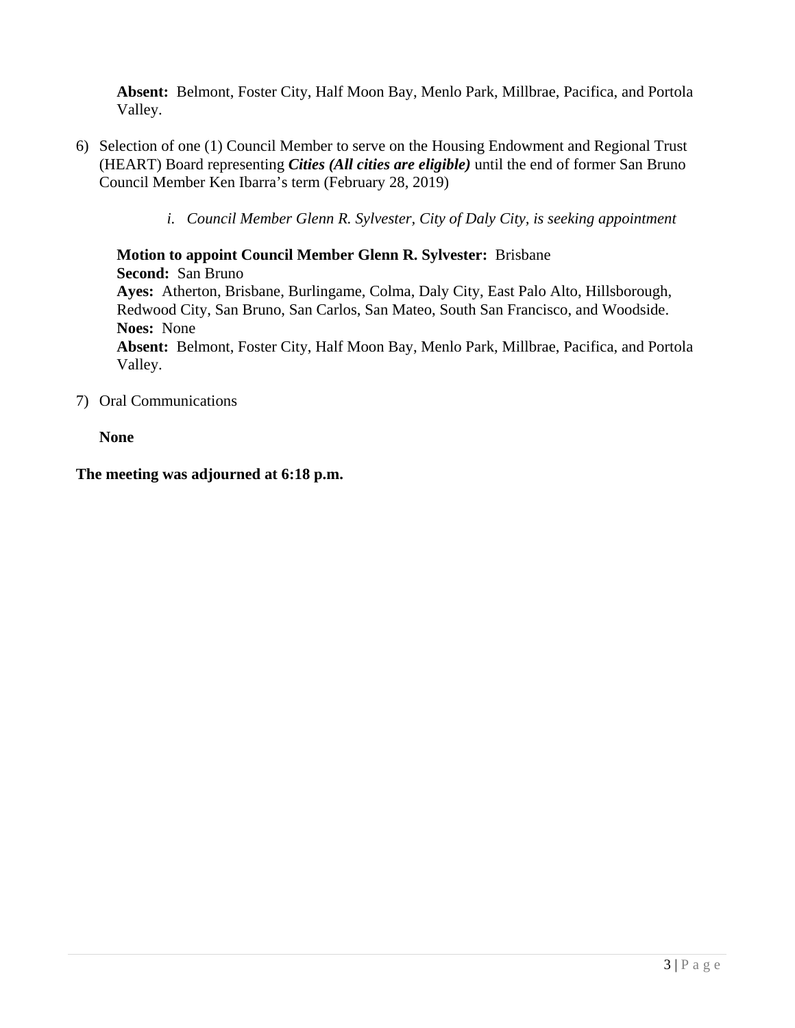**Absent:** Belmont, Foster City, Half Moon Bay, Menlo Park, Millbrae, Pacifica, and Portola Valley.

6) Selection of one (1) Council Member to serve on the Housing Endowment and Regional Trust (HEART) Board representing ***Cities (All cities are eligible)*** until the end of former San Bruno Council Member Ken Ibarra's term (February 28, 2019)

    i. *Council Member Glenn R. Sylvester, City of Daly City, is seeking appointment*

    **Motion to appoint Council Member Glenn R. Sylvester:** Brisbane
    **Second:** San Bruno
    **Ayes:** Atherton, Brisbane, Burlingame, Colma, Daly City, East Palo Alto, Hillsborough, Redwood City, San Bruno, San Carlos, San Mateo, South San Francisco, and Woodside.
    **Noes:** None
    **Absent:** Belmont, Foster City, Half Moon Bay, Menlo Park, Millbrae, Pacifica, and Portola Valley.

7) Oral Communications

    **None**

**The meeting was adjourned at 6:18 p.m.**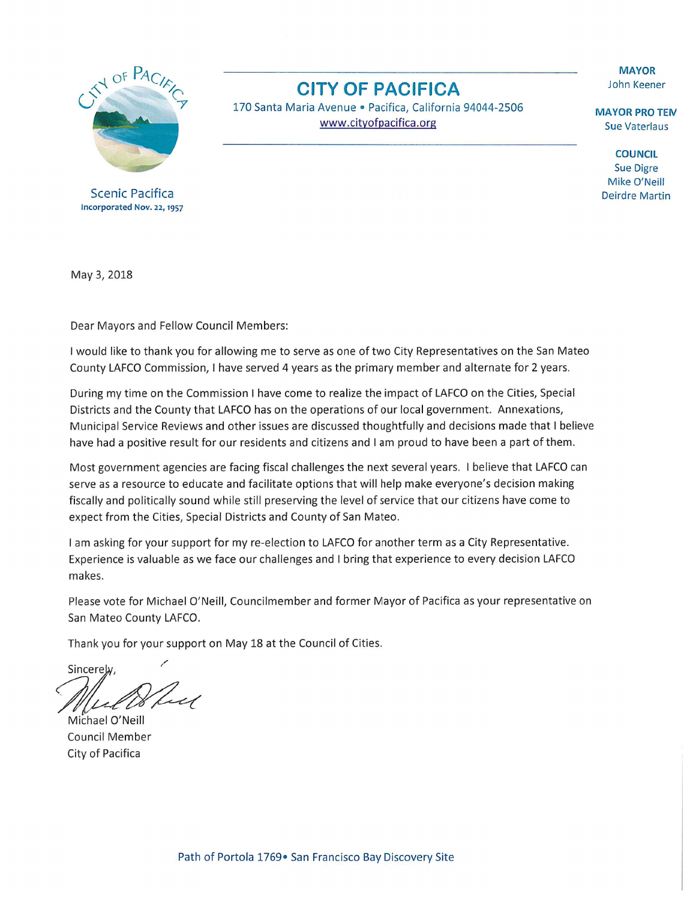City of Pacifica

Scenic Pacifica
Incorporated Nov. 22, 1957

# CITY OF PACIFICA

170 Santa Maria Avenue • Pacifica, California 94044-2506
www.cityofpacifica.org

**MAYOR**
John Keener

**MAYOR PRO TEM**
Sue Vaterlaus

**COUNCIL**
Sue Digre
Mike O'Neill
Deirdre Martin

May 3, 2018

Dear Mayors and Fellow Council Members:

I would like to thank you for allowing me to serve as one of two City Representatives on the San Mateo County LAFCO Commission, I have served 4 years as the primary member and alternate for 2 years.

During my time on the Commission I have come to realize the impact of LAFCO on the Cities, Special Districts and the County that LAFCO has on the operations of our local government. Annexations, Municipal Service Reviews and other issues are discussed thoughtfully and decisions made that I believe have had a positive result for our residents and citizens and I am proud to have been a part of them.

Most government agencies are facing fiscal challenges the next several years. I believe that LAFCO can serve as a resource to educate and facilitate options that will help make everyone's decision making fiscally and politically sound while still preserving the level of service that our citizens have come to expect from the Cities, Special Districts and County of San Mateo.

I am asking for your support for my re-election to LAFCO for another term as a City Representative. Experience is valuable as we face our challenges and I bring that experience to every decision LAFCO makes.

Please vote for Michael O'Neill, Councilmember and former Mayor of Pacifica as your representative on San Mateo County LAFCO.

Thank you for your support on May 18 at the Council of Cities.

Sincerely,

Michael O'Neill
Council Member
City of Pacifica

Path of Portola 1769• San Francisco Bay Discovery Site